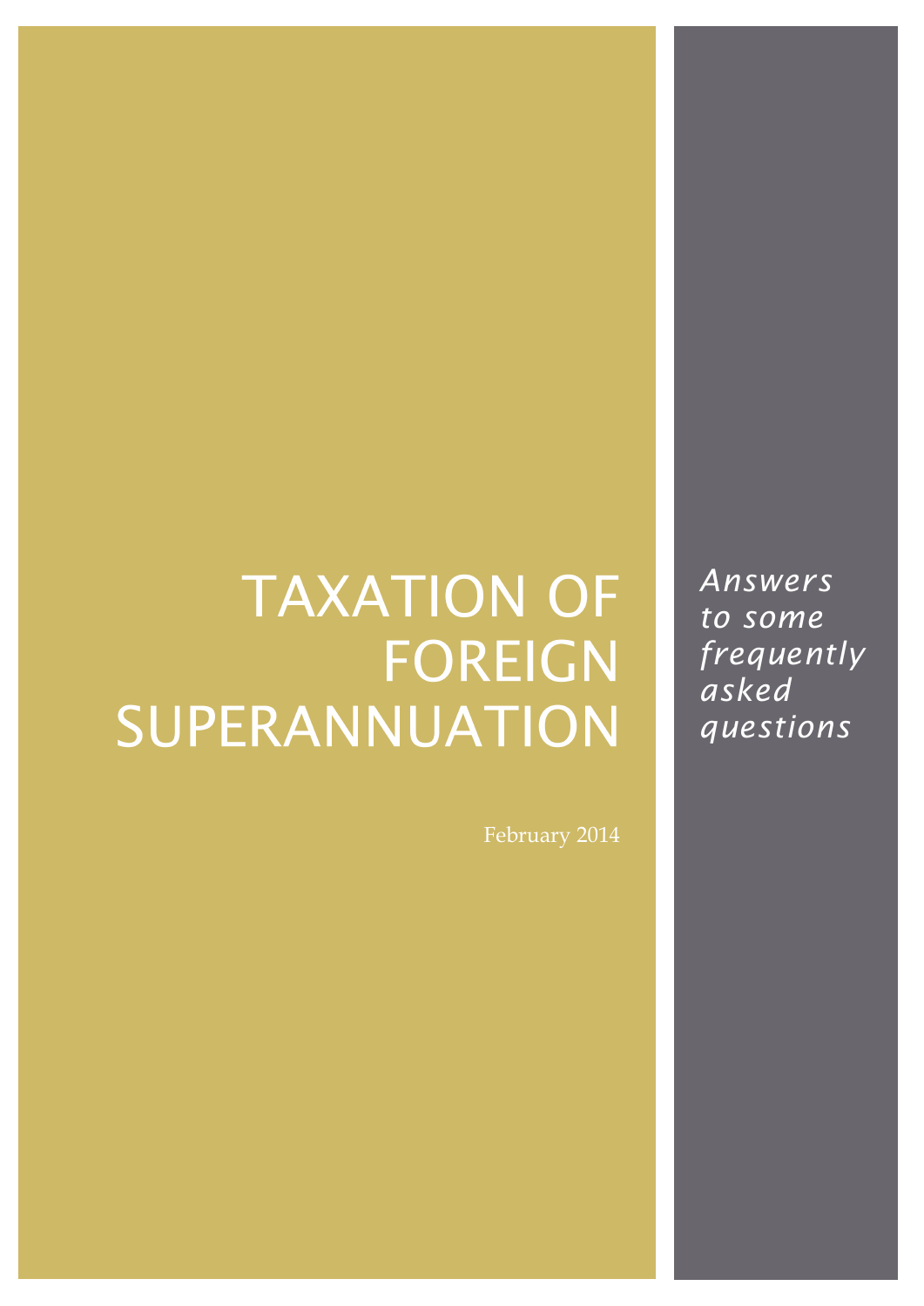# TAXATION OF FOREIGN SUPERANNUATION

February 2014

*Answers to some frequently asked questions*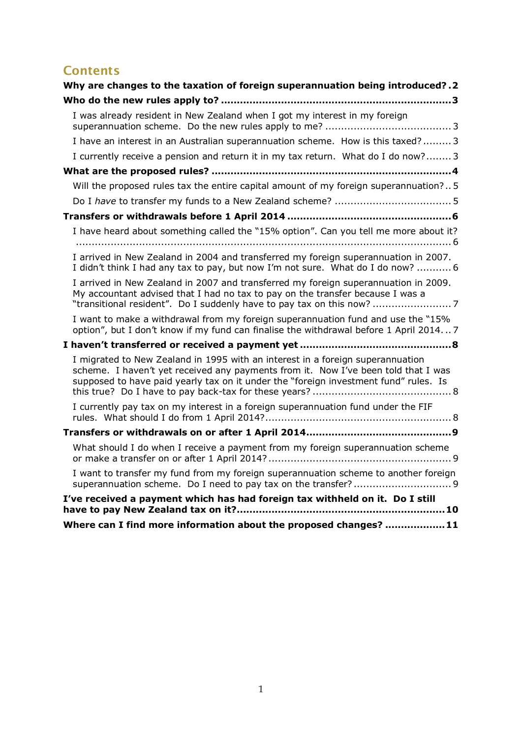# Contents

**Why are changes to the taxation of foreign superannuation being introduced? .2**

**Who do the new rules apply to? ........................................................................3**

I was already resident in New Zealand when I got my interest in my foreign superannuation scheme. Do the new rules apply to me? ........................................ 3

I have an interest in an Australian superannuation scheme. How is this taxed? ......... 3

I currently receive a pension and return it in my tax return. What do I do now? ........ 3

**What are the proposed rules? ...........................................................................4**

Will the proposed rules tax the entire capital amount of my foreign superannuation? .. 5

Do I *have* to transfer my funds to a New Zealand scheme? ..................................... 5

**Transfers or withdrawals before 1 April 2014 ...................................................6**

I have heard about something called the "15% option". Can you tell me more about it? ....................................................................................................................... 6

I arrived in New Zealand in 2004 and transferred my foreign superannuation in 2007. I didn't think I had any tax to pay, but now I'm not sure. What do I do now? ........... 6

I arrived in New Zealand in 2007 and transferred my foreign superannuation in 2009. My accountant advised that I had no tax to pay on the transfer because I was a "transitional resident". Do I suddenly have to pay tax on this now? ......................... 7

I want to make a withdrawal from my foreign superannuation fund and use the "15% option", but I don't know if my fund can finalise the withdrawal before 1 April 2014. .. 7

**I haven't transferred or received a payment yet ...............................................8**

I migrated to New Zealand in 1995 with an interest in a foreign superannuation scheme. I haven't yet received any payments from it. Now I've been told that I was supposed to have paid yearly tax on it under the "foreign investment fund" rules. Is this true? Do I have to pay back-tax for these years? ............................................ 8

I currently pay tax on my interest in a foreign superannuation fund under the FIF rules. What should I do from 1 April 2014? .......................................................... 8

**Transfers or withdrawals on or after 1 April 2014.............................................9**

What should I do when I receive a payment from my foreign superannuation scheme or make a transfer on or after 1 April 2014? ......................................................... 9

I want to transfer my fund from my foreign superannuation scheme to another foreign superannuation scheme. Do I need to pay tax on the transfer? ............................... 9

**I've received a payment which has had foreign tax withheld on it. Do I still have to pay New Zealand tax on it?................................................................10**

**Where can I find more information about the proposed changes? ..................11**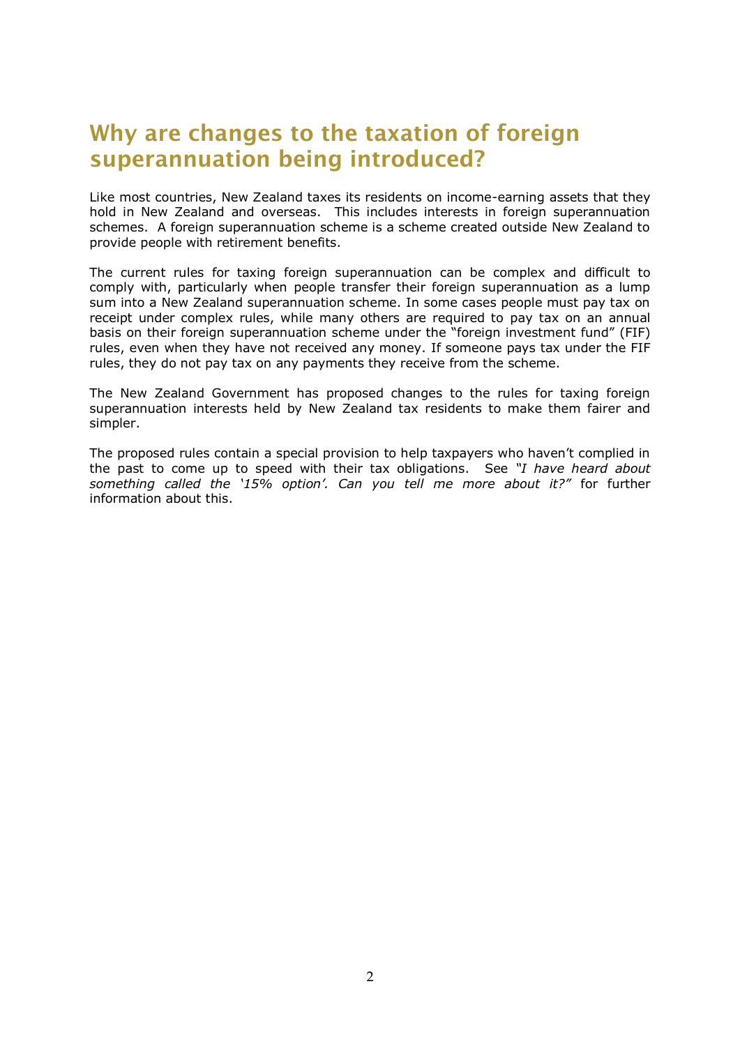# Why are changes to the taxation of foreign superannuation being introduced?

Like most countries, New Zealand taxes its residents on income-earning assets that they hold in New Zealand and overseas. This includes interests in foreign superannuation schemes. A foreign superannuation scheme is a scheme created outside New Zealand to provide people with retirement benefits.

The current rules for taxing foreign superannuation can be complex and difficult to comply with, particularly when people transfer their foreign superannuation as a lump sum into a New Zealand superannuation scheme. In some cases people must pay tax on receipt under complex rules, while many others are required to pay tax on an annual basis on their foreign superannuation scheme under the "foreign investment fund" (FIF) rules, even when they have not received any money. If someone pays tax under the FIF rules, they do not pay tax on any payments they receive from the scheme.

The New Zealand Government has proposed changes to the rules for taxing foreign superannuation interests held by New Zealand tax residents to make them fairer and simpler.

The proposed rules contain a special provision to help taxpayers who haven't complied in the past to come up to speed with their tax obligations. See *"I have heard about something called the '15% option'. Can you tell me more about it?"* for further information about this.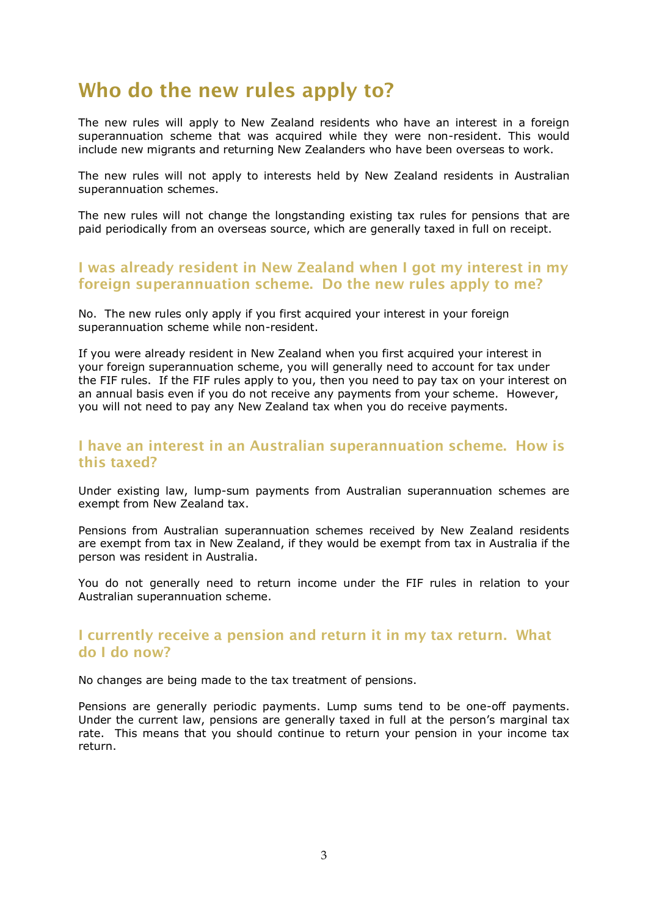# Who do the new rules apply to?

The new rules will apply to New Zealand residents who have an interest in a foreign superannuation scheme that was acquired while they were non-resident. This would include new migrants and returning New Zealanders who have been overseas to work.

The new rules will not apply to interests held by New Zealand residents in Australian superannuation schemes.

The new rules will not change the longstanding existing tax rules for pensions that are paid periodically from an overseas source, which are generally taxed in full on receipt.

## I was already resident in New Zealand when I got my interest in my foreign superannuation scheme. Do the new rules apply to me?

No. The new rules only apply if you first acquired your interest in your foreign superannuation scheme while non-resident.

If you were already resident in New Zealand when you first acquired your interest in your foreign superannuation scheme, you will generally need to account for tax under the FIF rules. If the FIF rules apply to you, then you need to pay tax on your interest on an annual basis even if you do not receive any payments from your scheme. However, you will not need to pay any New Zealand tax when you do receive payments.

## I have an interest in an Australian superannuation scheme. How is this taxed?

Under existing law, lump-sum payments from Australian superannuation schemes are exempt from New Zealand tax.

Pensions from Australian superannuation schemes received by New Zealand residents are exempt from tax in New Zealand, if they would be exempt from tax in Australia if the person was resident in Australia.

You do not generally need to return income under the FIF rules in relation to your Australian superannuation scheme.

## I currently receive a pension and return it in my tax return. What do I do now?

No changes are being made to the tax treatment of pensions.

Pensions are generally periodic payments. Lump sums tend to be one-off payments. Under the current law, pensions are generally taxed in full at the person's marginal tax rate. This means that you should continue to return your pension in your income tax return.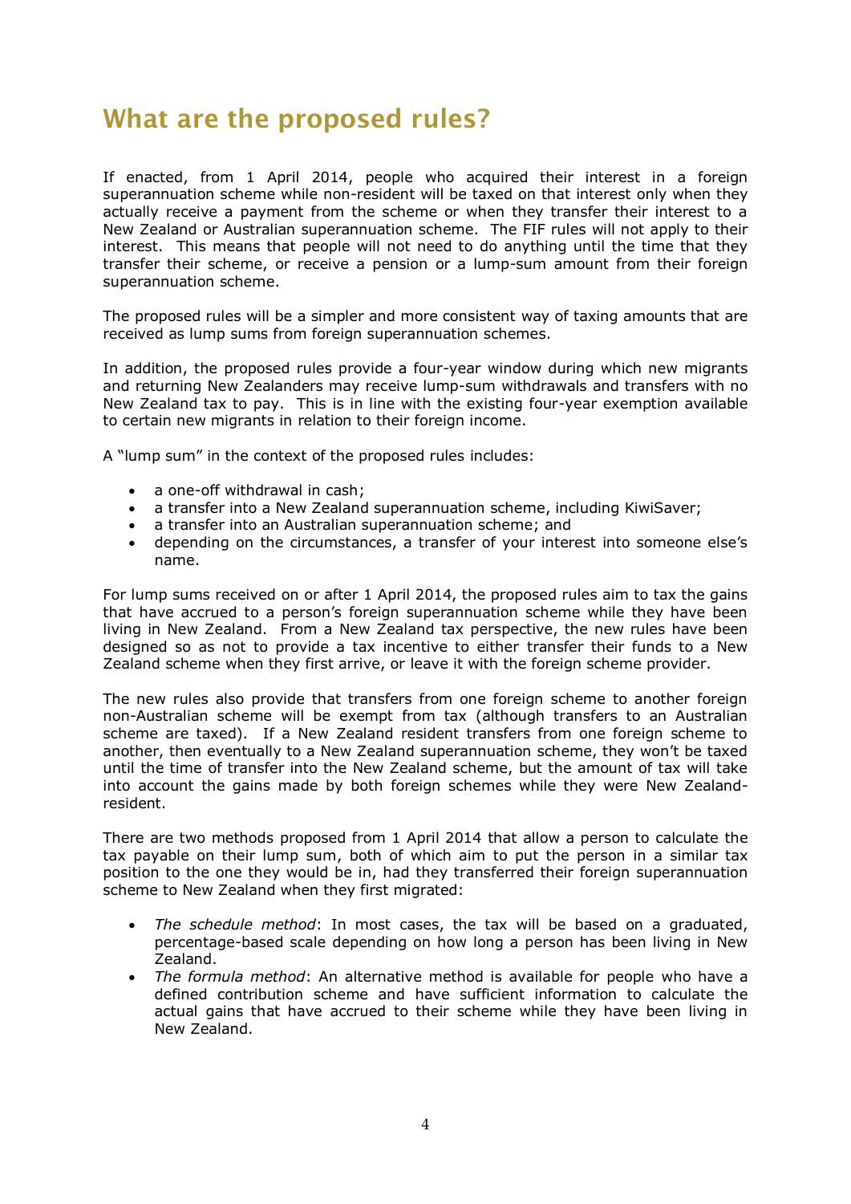# What are the proposed rules?

If enacted, from 1 April 2014, people who acquired their interest in a foreign superannuation scheme while non-resident will be taxed on that interest only when they actually receive a payment from the scheme or when they transfer their interest to a New Zealand or Australian superannuation scheme. The FIF rules will not apply to their interest. This means that people will not need to do anything until the time that they transfer their scheme, or receive a pension or a lump-sum amount from their foreign superannuation scheme.

The proposed rules will be a simpler and more consistent way of taxing amounts that are received as lump sums from foreign superannuation schemes.

In addition, the proposed rules provide a four-year window during which new migrants and returning New Zealanders may receive lump-sum withdrawals and transfers with no New Zealand tax to pay. This is in line with the existing four-year exemption available to certain new migrants in relation to their foreign income.

A "lump sum" in the context of the proposed rules includes:

- a one-off withdrawal in cash;
- a transfer into a New Zealand superannuation scheme, including KiwiSaver;
- a transfer into an Australian superannuation scheme; and
- depending on the circumstances, a transfer of your interest into someone else's name.

For lump sums received on or after 1 April 2014, the proposed rules aim to tax the gains that have accrued to a person's foreign superannuation scheme while they have been living in New Zealand. From a New Zealand tax perspective, the new rules have been designed so as not to provide a tax incentive to either transfer their funds to a New Zealand scheme when they first arrive, or leave it with the foreign scheme provider.

The new rules also provide that transfers from one foreign scheme to another foreign non-Australian scheme will be exempt from tax (although transfers to an Australian scheme are taxed). If a New Zealand resident transfers from one foreign scheme to another, then eventually to a New Zealand superannuation scheme, they won't be taxed until the time of transfer into the New Zealand scheme, but the amount of tax will take into account the gains made by both foreign schemes while they were New Zealand-resident.

There are two methods proposed from 1 April 2014 that allow a person to calculate the tax payable on their lump sum, both of which aim to put the person in a similar tax position to the one they would be in, had they transferred their foreign superannuation scheme to New Zealand when they first migrated:

- *The schedule method*: In most cases, the tax will be based on a graduated, percentage-based scale depending on how long a person has been living in New Zealand.
- *The formula method*: An alternative method is available for people who have a defined contribution scheme and have sufficient information to calculate the actual gains that have accrued to their scheme while they have been living in New Zealand.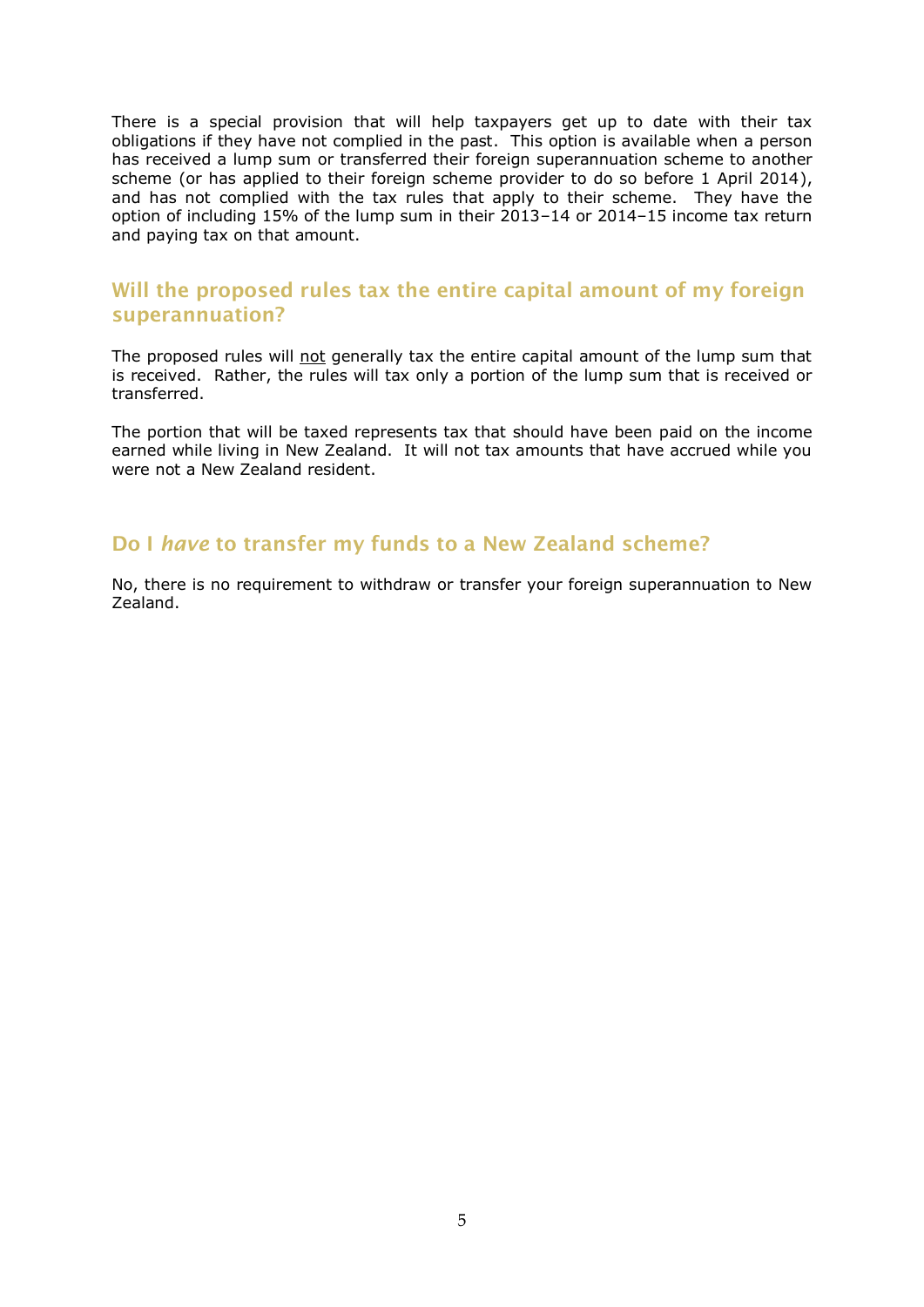There is a special provision that will help taxpayers get up to date with their tax obligations if they have not complied in the past. This option is available when a person has received a lump sum or transferred their foreign superannuation scheme to another scheme (or has applied to their foreign scheme provider to do so before 1 April 2014), and has not complied with the tax rules that apply to their scheme. They have the option of including 15% of the lump sum in their 2013–14 or 2014–15 income tax return and paying tax on that amount.

## Will the proposed rules tax the entire capital amount of my foreign superannuation?

The proposed rules will not generally tax the entire capital amount of the lump sum that is received. Rather, the rules will tax only a portion of the lump sum that is received or transferred.

The portion that will be taxed represents tax that should have been paid on the income earned while living in New Zealand. It will not tax amounts that have accrued while you were not a New Zealand resident.

## Do I *have* to transfer my funds to a New Zealand scheme?

No, there is no requirement to withdraw or transfer your foreign superannuation to New Zealand.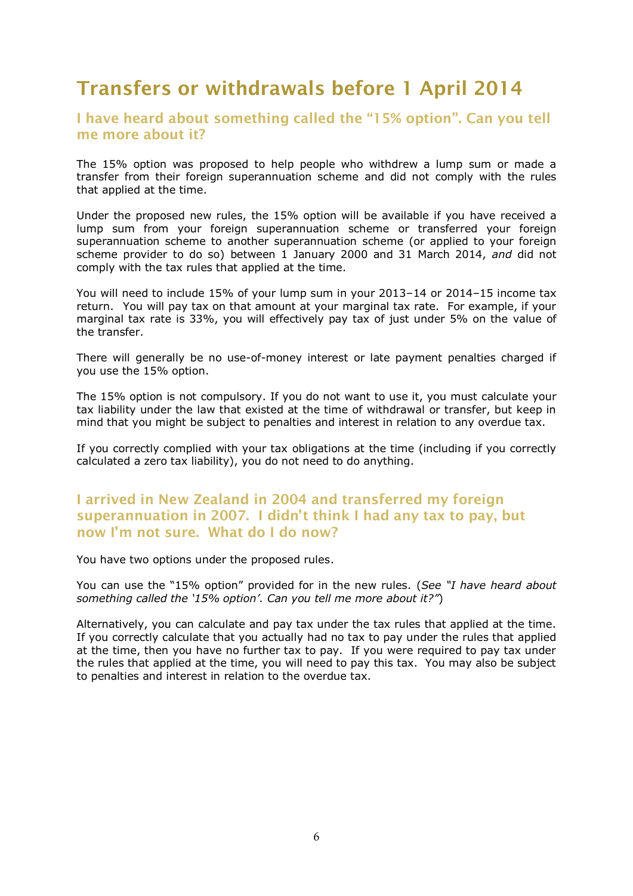# Transfers or withdrawals before 1 April 2014

## I have heard about something called the "15% option". Can you tell me more about it?

The 15% option was proposed to help people who withdrew a lump sum or made a transfer from their foreign superannuation scheme and did not comply with the rules that applied at the time.

Under the proposed new rules, the 15% option will be available if you have received a lump sum from your foreign superannuation scheme or transferred your foreign superannuation scheme to another superannuation scheme (or applied to your foreign scheme provider to do so) between 1 January 2000 and 31 March 2014, *and* did not comply with the tax rules that applied at the time.

You will need to include 15% of your lump sum in your 2013–14 or 2014–15 income tax return. You will pay tax on that amount at your marginal tax rate. For example, if your marginal tax rate is 33%, you will effectively pay tax of just under 5% on the value of the transfer.

There will generally be no use-of-money interest or late payment penalties charged if you use the 15% option.

The 15% option is not compulsory. If you do not want to use it, you must calculate your tax liability under the law that existed at the time of withdrawal or transfer, but keep in mind that you might be subject to penalties and interest in relation to any overdue tax.

If you correctly complied with your tax obligations at the time (including if you correctly calculated a zero tax liability), you do not need to do anything.

## I arrived in New Zealand in 2004 and transferred my foreign superannuation in 2007. I didn't think I had any tax to pay, but now I'm not sure. What do I do now?

You have two options under the proposed rules.

You can use the "15% option" provided for in the new rules. (*See "I have heard about something called the '15% option'. Can you tell me more about it?"*)

Alternatively, you can calculate and pay tax under the tax rules that applied at the time. If you correctly calculate that you actually had no tax to pay under the rules that applied at the time, then you have no further tax to pay. If you were required to pay tax under the rules that applied at the time, you will need to pay this tax. You may also be subject to penalties and interest in relation to the overdue tax.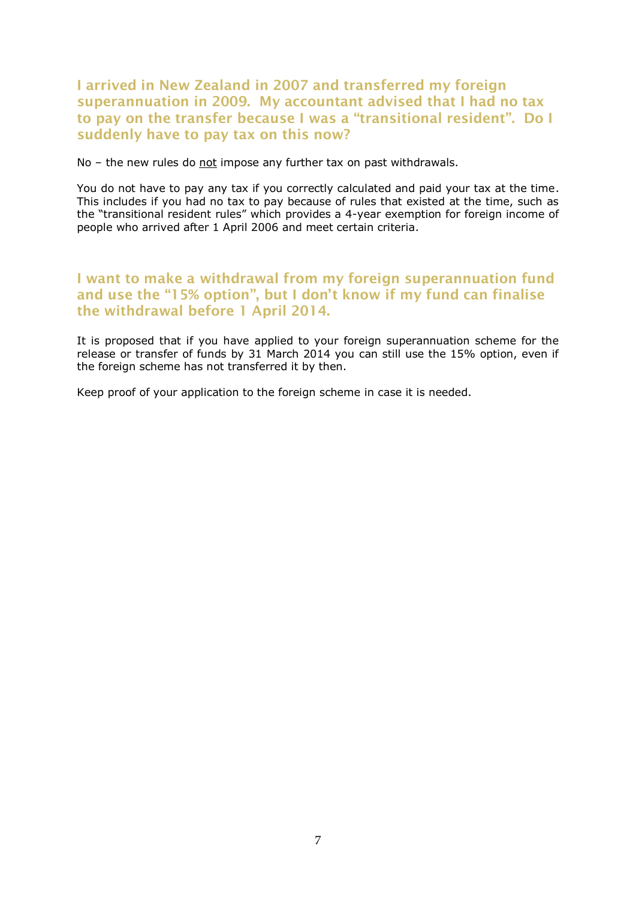### I arrived in New Zealand in 2007 and transferred my foreign superannuation in 2009. My accountant advised that I had no tax to pay on the transfer because I was a "transitional resident". Do I suddenly have to pay tax on this now?

No – the new rules do <u>not</u> impose any further tax on past withdrawals.

You do not have to pay any tax if you correctly calculated and paid your tax at the time. This includes if you had no tax to pay because of rules that existed at the time, such as the "transitional resident rules" which provides a 4-year exemption for foreign income of people who arrived after 1 April 2006 and meet certain criteria.

### I want to make a withdrawal from my foreign superannuation fund and use the "15% option", but I don't know if my fund can finalise the withdrawal before 1 April 2014.

It is proposed that if you have applied to your foreign superannuation scheme for the release or transfer of funds by 31 March 2014 you can still use the 15% option, even if the foreign scheme has not transferred it by then.

Keep proof of your application to the foreign scheme in case it is needed.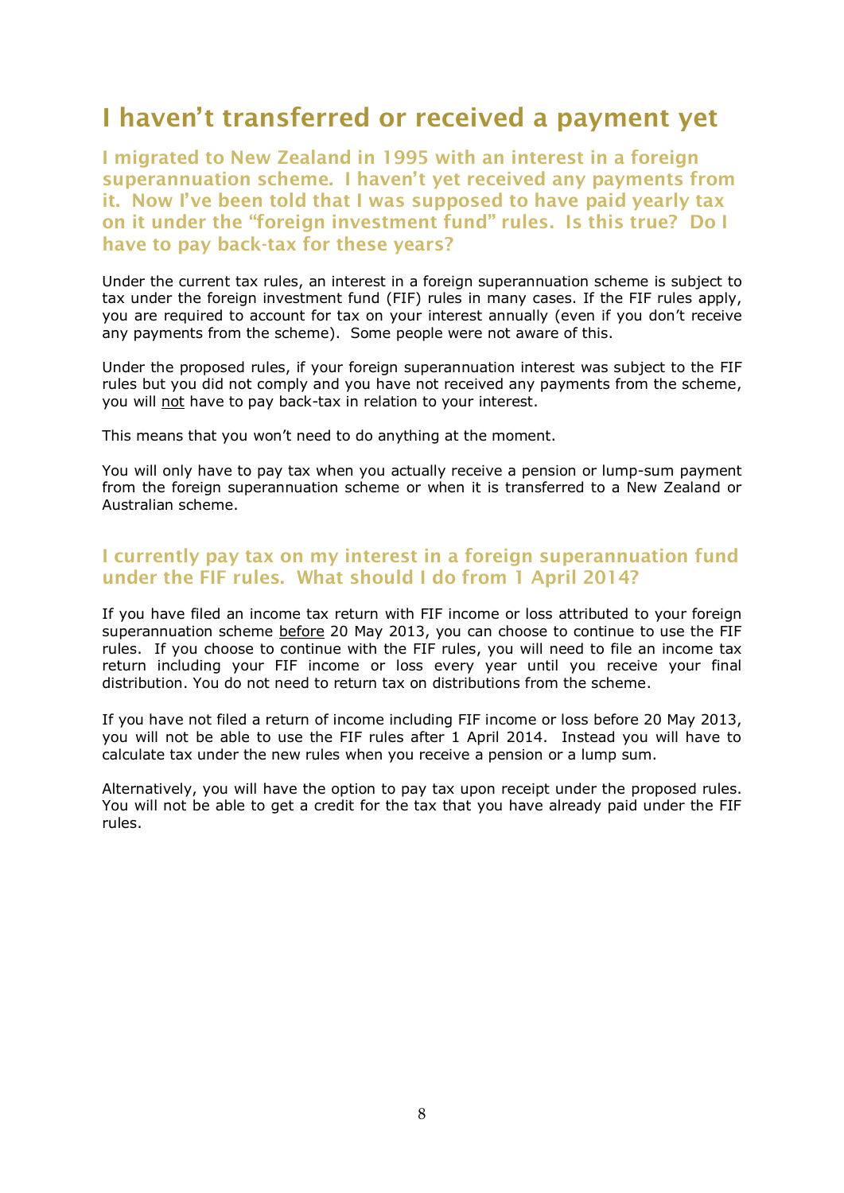# I haven't transferred or received a payment yet

### I migrated to New Zealand in 1995 with an interest in a foreign superannuation scheme. I haven't yet received any payments from it. Now I've been told that I was supposed to have paid yearly tax on it under the "foreign investment fund" rules. Is this true? Do I have to pay back-tax for these years?

Under the current tax rules, an interest in a foreign superannuation scheme is subject to tax under the foreign investment fund (FIF) rules in many cases. If the FIF rules apply, you are required to account for tax on your interest annually (even if you don't receive any payments from the scheme). Some people were not aware of this.

Under the proposed rules, if your foreign superannuation interest was subject to the FIF rules but you did not comply and you have not received any payments from the scheme, you will not have to pay back-tax in relation to your interest.

This means that you won't need to do anything at the moment.

You will only have to pay tax when you actually receive a pension or lump-sum payment from the foreign superannuation scheme or when it is transferred to a New Zealand or Australian scheme.

### I currently pay tax on my interest in a foreign superannuation fund under the FIF rules. What should I do from 1 April 2014?

If you have filed an income tax return with FIF income or loss attributed to your foreign superannuation scheme before 20 May 2013, you can choose to continue to use the FIF rules. If you choose to continue with the FIF rules, you will need to file an income tax return including your FIF income or loss every year until you receive your final distribution. You do not need to return tax on distributions from the scheme.

If you have not filed a return of income including FIF income or loss before 20 May 2013, you will not be able to use the FIF rules after 1 April 2014. Instead you will have to calculate tax under the new rules when you receive a pension or a lump sum.

Alternatively, you will have the option to pay tax upon receipt under the proposed rules. You will not be able to get a credit for the tax that you have already paid under the FIF rules.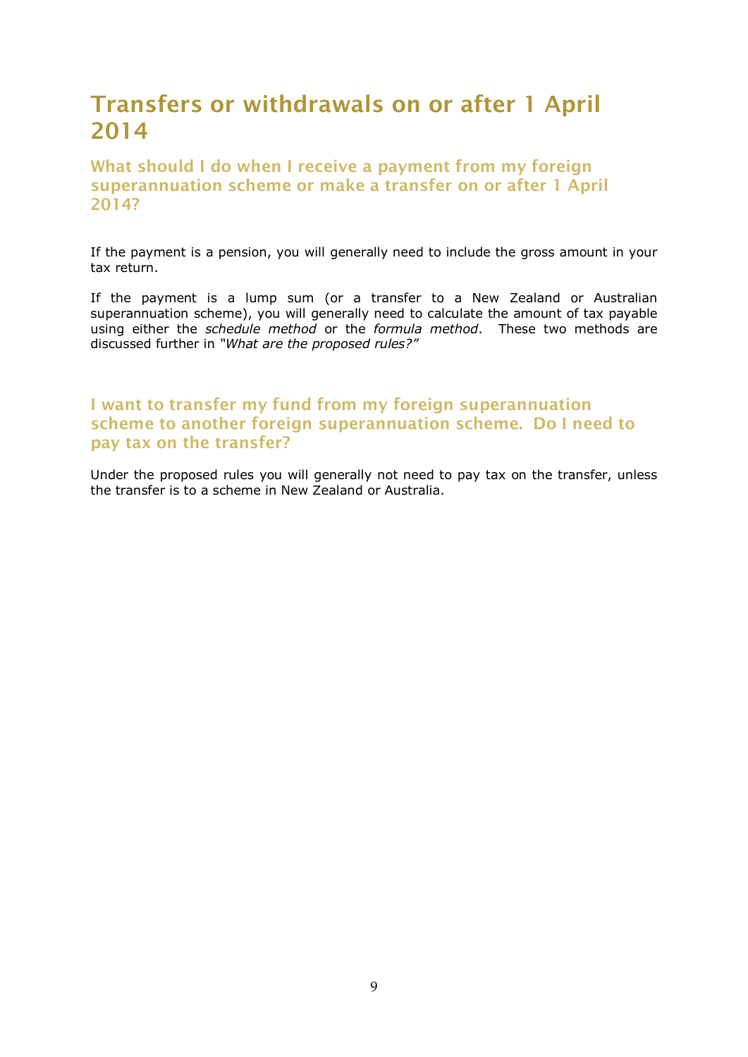# Transfers or withdrawals on or after 1 April 2014

## What should I do when I receive a payment from my foreign superannuation scheme or make a transfer on or after 1 April 2014?

If the payment is a pension, you will generally need to include the gross amount in your tax return.

If the payment is a lump sum (or a transfer to a New Zealand or Australian superannuation scheme), you will generally need to calculate the amount of tax payable using either the *schedule method* or the *formula method*. These two methods are discussed further in *"What are the proposed rules?"*

## I want to transfer my fund from my foreign superannuation scheme to another foreign superannuation scheme. Do I need to pay tax on the transfer?

Under the proposed rules you will generally not need to pay tax on the transfer, unless the transfer is to a scheme in New Zealand or Australia.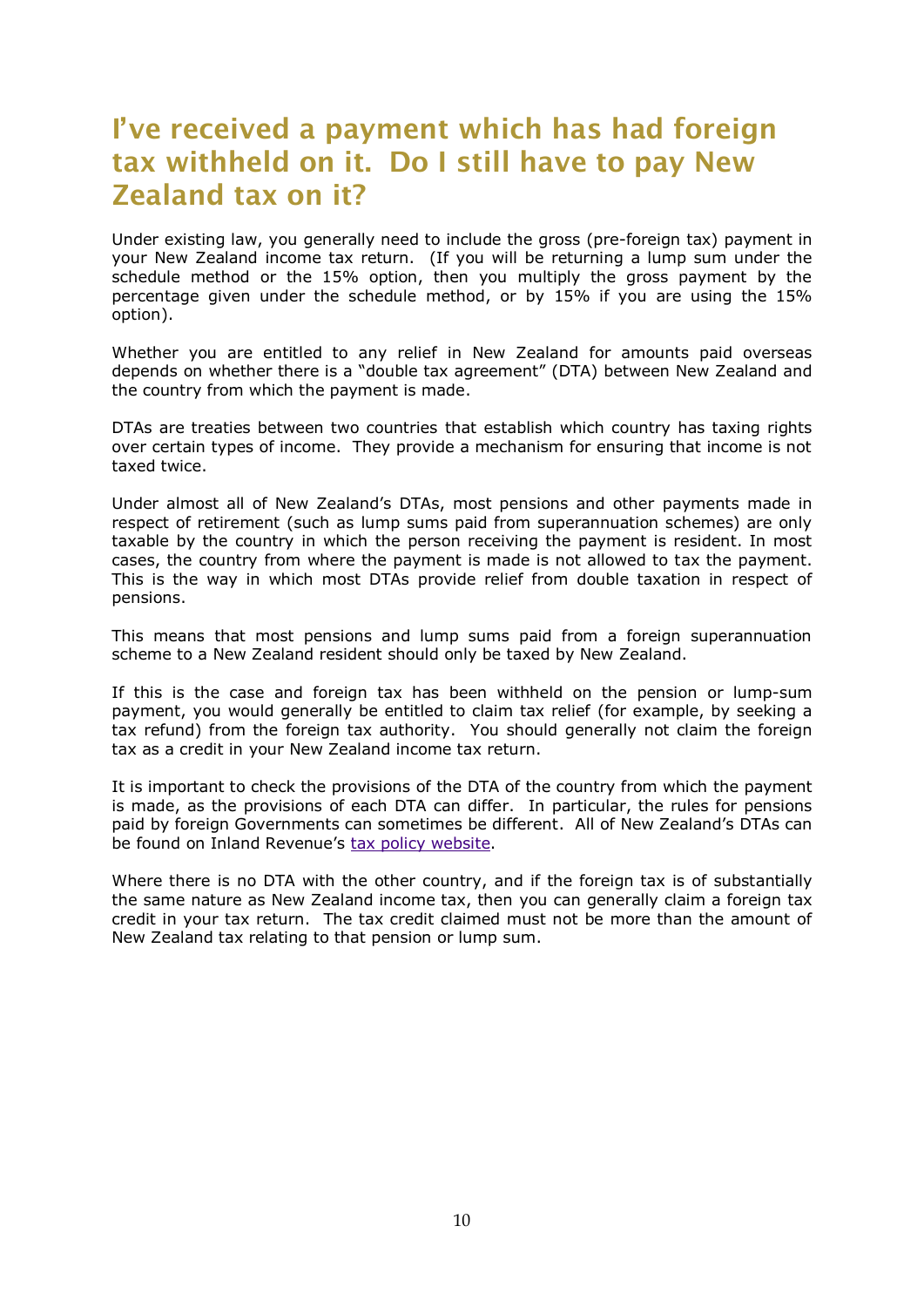# I've received a payment which has had foreign tax withheld on it. Do I still have to pay New Zealand tax on it?

Under existing law, you generally need to include the gross (pre-foreign tax) payment in your New Zealand income tax return. (If you will be returning a lump sum under the schedule method or the 15% option, then you multiply the gross payment by the percentage given under the schedule method, or by 15% if you are using the 15% option).

Whether you are entitled to any relief in New Zealand for amounts paid overseas depends on whether there is a "double tax agreement" (DTA) between New Zealand and the country from which the payment is made.

DTAs are treaties between two countries that establish which country has taxing rights over certain types of income. They provide a mechanism for ensuring that income is not taxed twice.

Under almost all of New Zealand's DTAs, most pensions and other payments made in respect of retirement (such as lump sums paid from superannuation schemes) are only taxable by the country in which the person receiving the payment is resident. In most cases, the country from where the payment is made is not allowed to tax the payment. This is the way in which most DTAs provide relief from double taxation in respect of pensions.

This means that most pensions and lump sums paid from a foreign superannuation scheme to a New Zealand resident should only be taxed by New Zealand.

If this is the case and foreign tax has been withheld on the pension or lump-sum payment, you would generally be entitled to claim tax relief (for example, by seeking a tax refund) from the foreign tax authority. You should generally not claim the foreign tax as a credit in your New Zealand income tax return.

It is important to check the provisions of the DTA of the country from which the payment is made, as the provisions of each DTA can differ. In particular, the rules for pensions paid by foreign Governments can sometimes be different. All of New Zealand's DTAs can be found on Inland Revenue's tax policy website.

Where there is no DTA with the other country, and if the foreign tax is of substantially the same nature as New Zealand income tax, then you can generally claim a foreign tax credit in your tax return. The tax credit claimed must not be more than the amount of New Zealand tax relating to that pension or lump sum.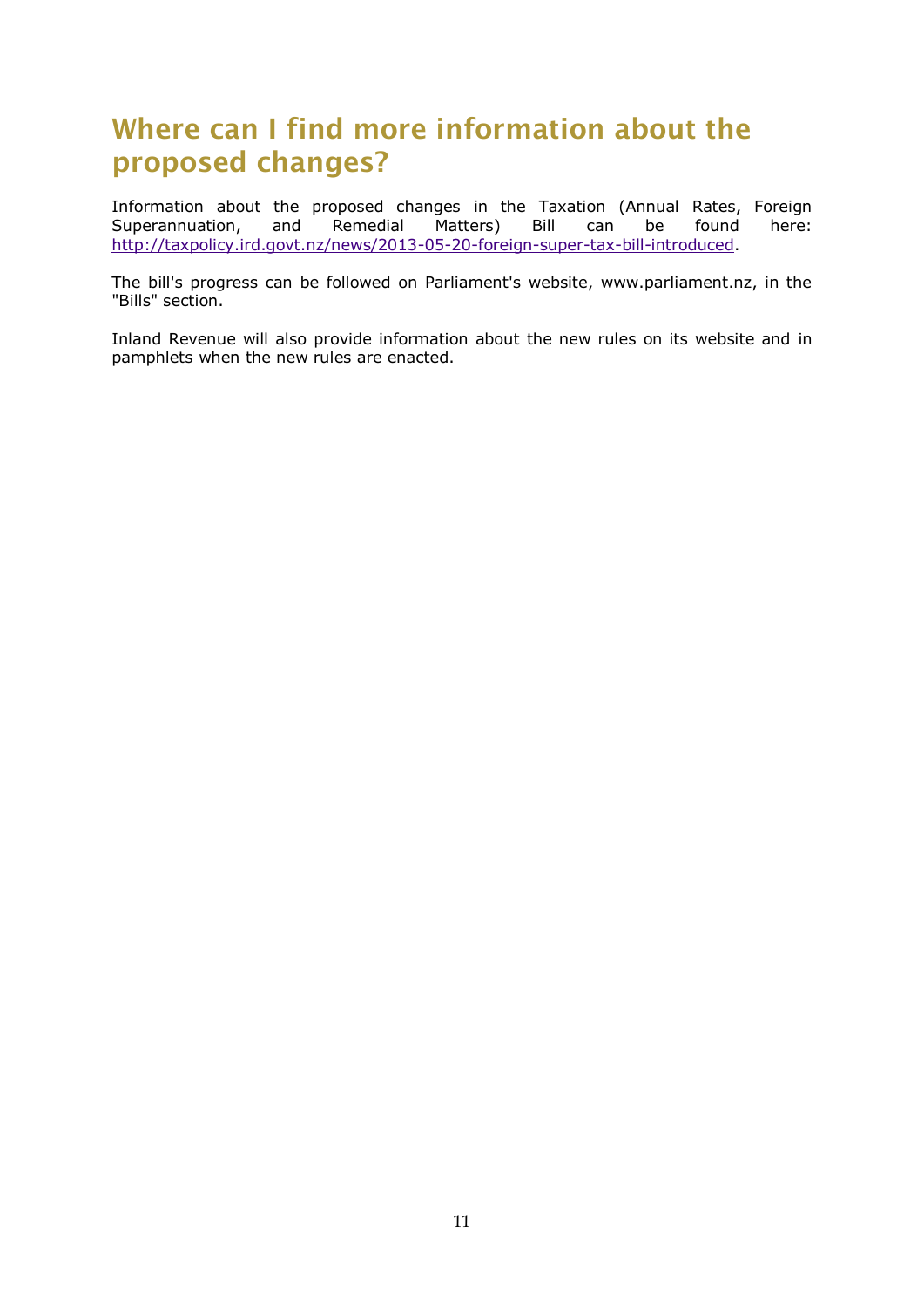## Where can I find more information about the proposed changes?

Information about the proposed changes in the Taxation (Annual Rates, Foreign Superannuation, and Remedial Matters) Bill can be found here: [http://taxpolicy.ird.govt.nz/news/2013-05-20-foreign-super-tax-bill-introduced](http://taxpolicy.ird.govt.nz/news/2013-05-20-foreign-super-tax-bill-introduced).

The bill's progress can be followed on Parliament's website, www.parliament.nz, in the "Bills" section.

Inland Revenue will also provide information about the new rules on its website and in pamphlets when the new rules are enacted.